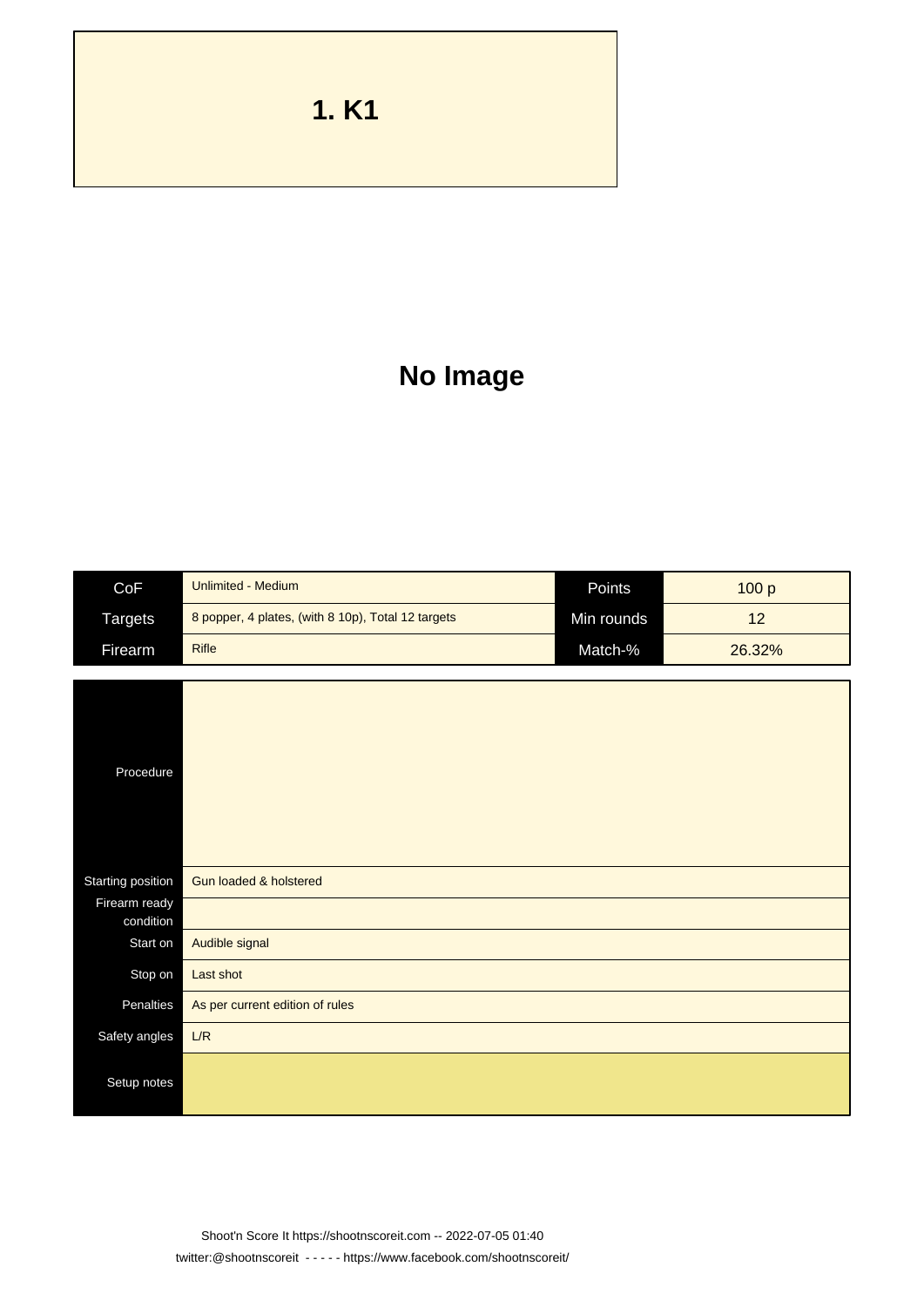# 1. K1

**No Image**

| CoF | Unlimited - Medium | Points | 100 p |
|---|---|---|---|
| Targets | 8 popper, 4 plates, (with 8 10p), Total 12 targets | Min rounds | 12 |
| Firearm | Rifle | Match-% | 26.32% |

| | |
|---|---|
| Procedure | |
| Starting position | Gun loaded & holstered |
| Firearm ready condition | |
| Start on | Audible signal |
| Stop on | Last shot |
| Penalties | As per current edition of rules |
| Safety angles | L/R |
| Setup notes | |

Shoot'n Score It https://shootnscoreit.com -- 2022-07-05 01:40
twitter:@shootnscoreit - - - - - https://www.facebook.com/shootnscoreit/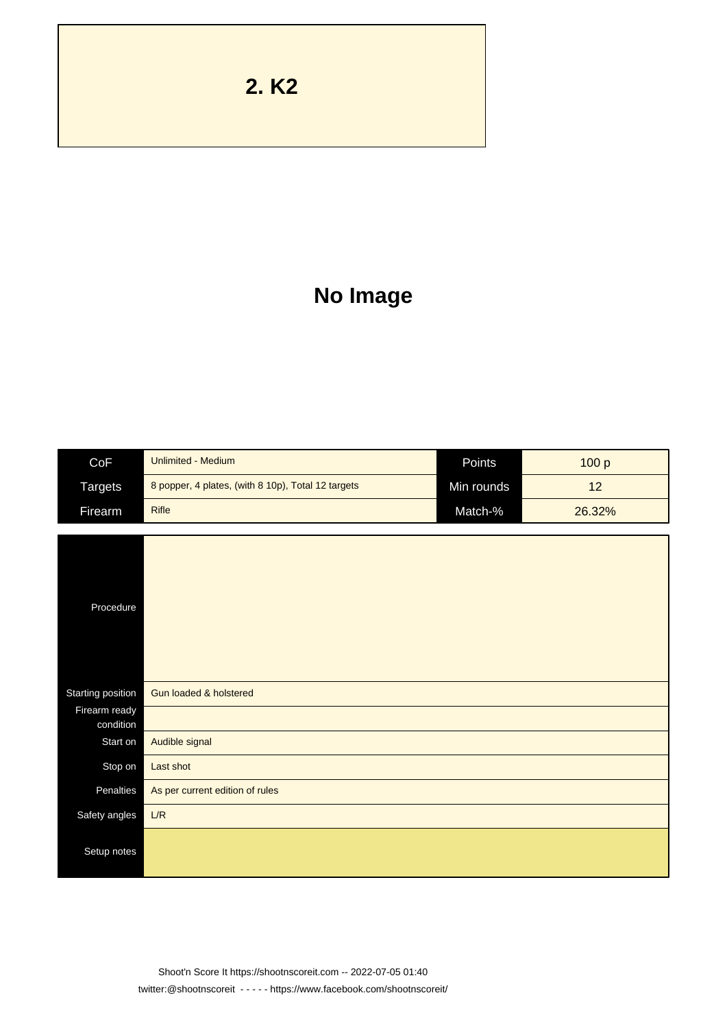# 2. K2

**No Image**

| CoF | Unlimited - Medium | Points | 100 p |
|---|---|---|---|
| Targets | 8 popper, 4 plates, (with 8 10p), Total 12 targets | Min rounds | 12 |
| Firearm | Rifle | Match-% | 26.32% |

| | |
|---|---|
| Procedure | |
| Starting position | Gun loaded & holstered |
| Firearm ready condition | |
| Start on | Audible signal |
| Stop on | Last shot |
| Penalties | As per current edition of rules |
| Safety angles | L/R |
| Setup notes | |

Shoot'n Score It https://shootnscoreit.com -- 2022-07-05 01:40
twitter:@shootnscoreit - - - - - https://www.facebook.com/shootnscoreit/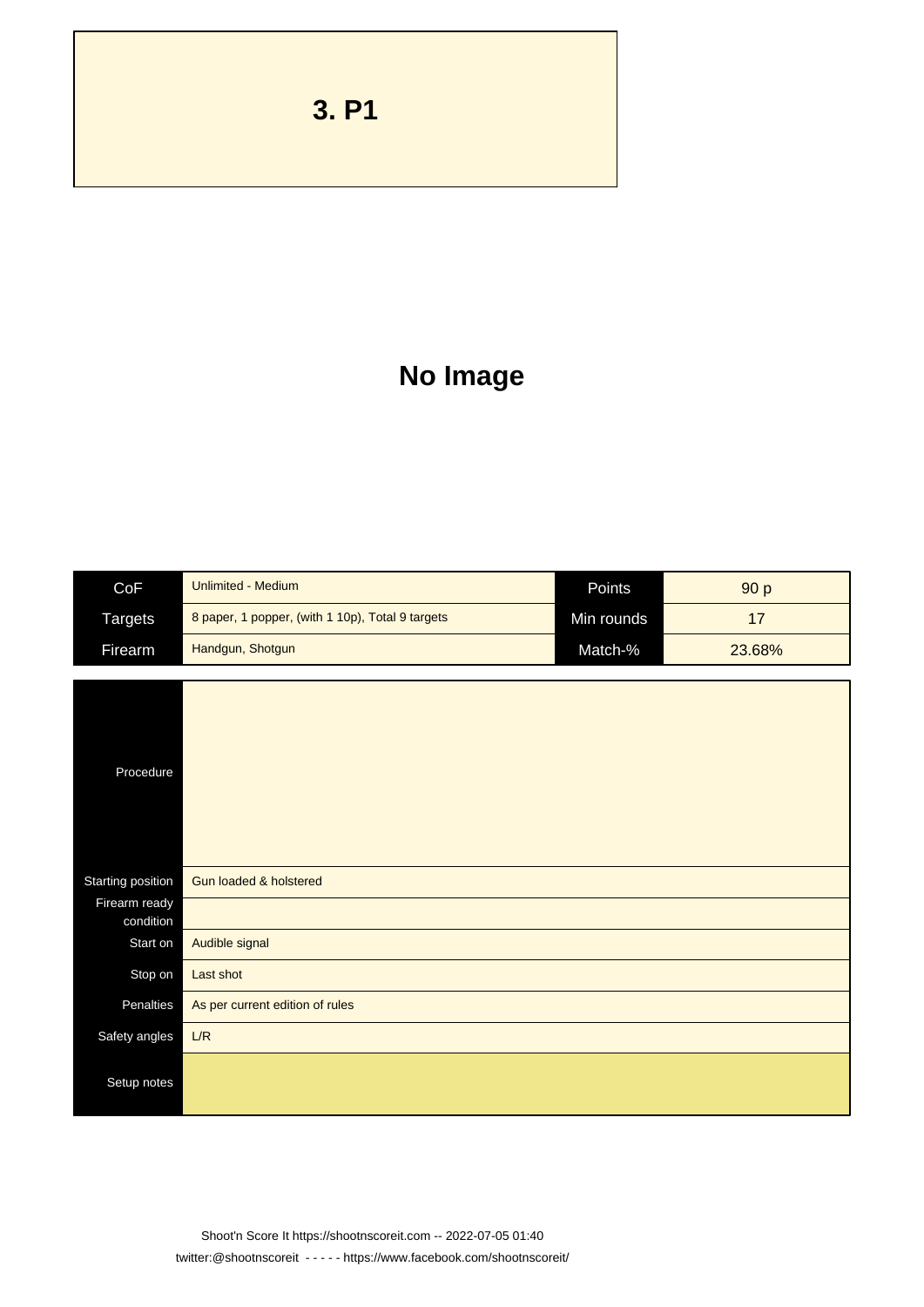# 3. P1

**No Image**

| CoF | Unlimited - Medium | Points | 90 p |
|---|---|---|---|
| Targets | 8 paper, 1 popper, (with 1 10p), Total 9 targets | Min rounds | 17 |
| Firearm | Handgun, Shotgun | Match-% | 23.68% |

| | |
|---|---|
| Procedure | |
| Starting position | Gun loaded & holstered |
| Firearm ready condition | |
| Start on | Audible signal |
| Stop on | Last shot |
| Penalties | As per current edition of rules |
| Safety angles | L/R |
| Setup notes | |

Shoot'n Score It https://shootnscoreit.com -- 2022-07-05 01:40
twitter:@shootnscoreit - - - - - https://www.facebook.com/shootnscoreit/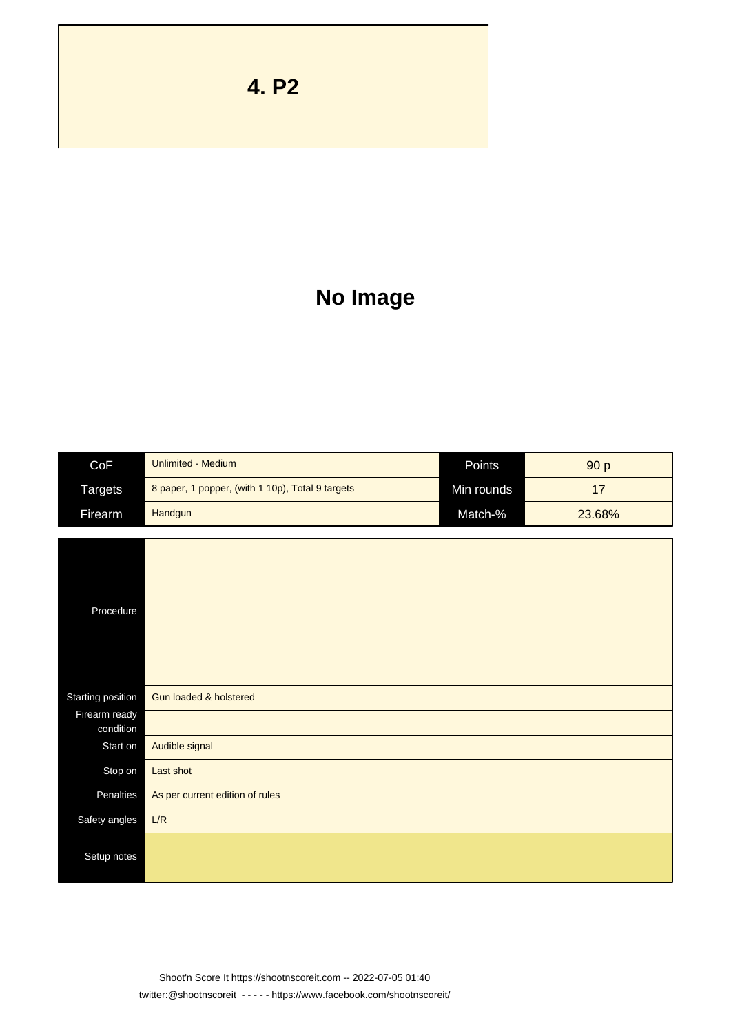# 4. P2

**No Image**

| | | | |
|---|---|---|---|
| CoF | Unlimited - Medium | Points | 90 p |
| Targets | 8 paper, 1 popper, (with 1 10p), Total 9 targets | Min rounds | 17 |
| Firearm | Handgun | Match-% | 23.68% |

| | |
|---|---|
| Procedure | |
| Starting position | Gun loaded & holstered |
| Firearm ready condition | |
| Start on | Audible signal |
| Stop on | Last shot |
| Penalties | As per current edition of rules |
| Safety angles | L/R |
| Setup notes | |